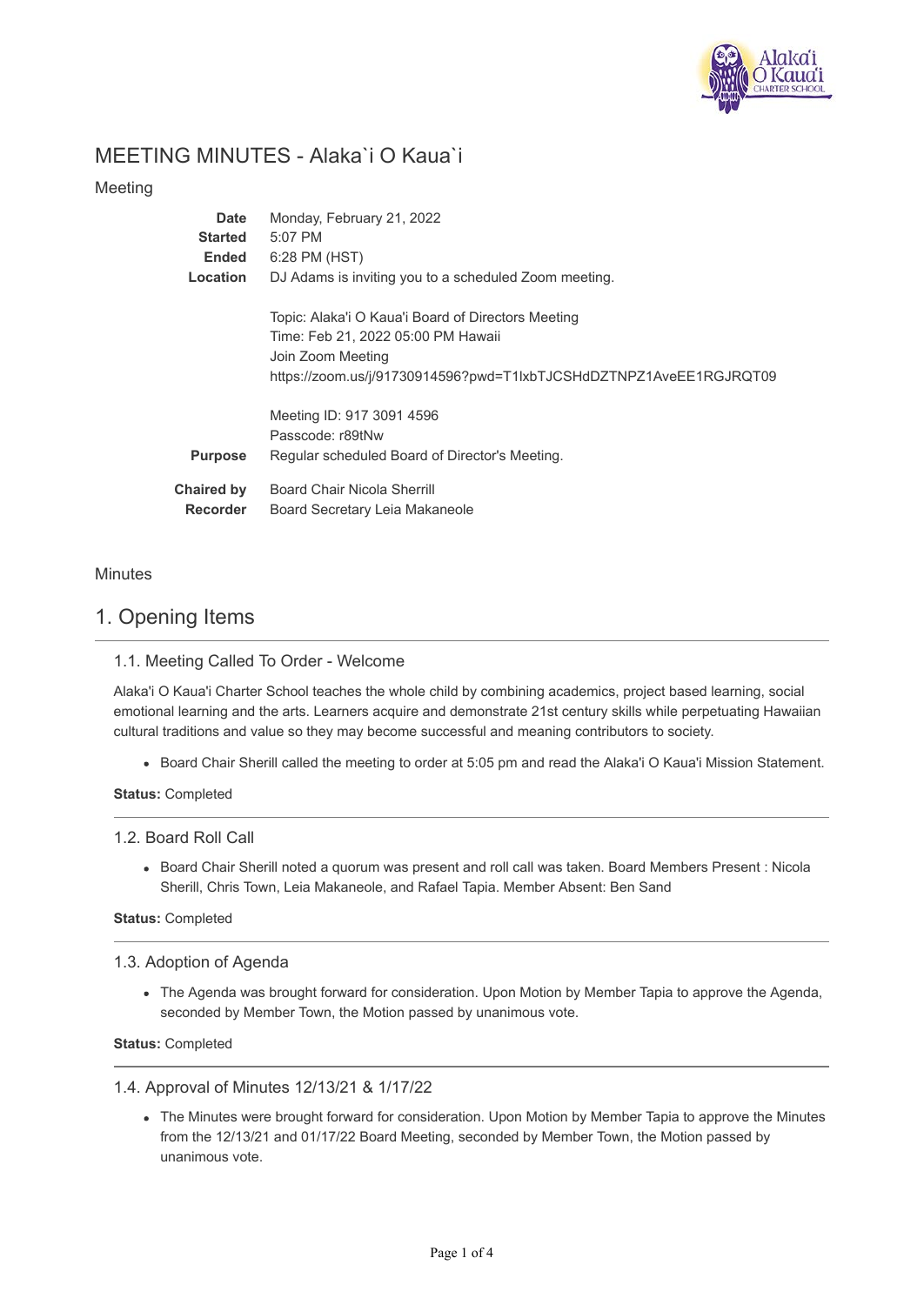# MEETING MINUTES - Alaka`i O Kaua`i

## Meeting

| | |
|---|---|
| **Date** | Monday, February 21, 2022 |
| **Started** | 5:07 PM |
| **Ended** | 6:28 PM (HST) |
| **Location** | DJ Adams is inviting you to a scheduled Zoom meeting.<br><br>Topic: Alaka'i O Kaua'i Board of Directors Meeting<br>Time: Feb 21, 2022 05:00 PM Hawaii<br>Join Zoom Meeting<br>https://zoom.us/j/91730914596?pwd=T1lxbTJCSHdDZTNPZ1AveEE1RGJRQT09<br><br>Meeting ID: 917 3091 4596<br>Passcode: r89tNw |
| **Purpose** | Regular scheduled Board of Director's Meeting. |
| **Chaired by** | Board Chair Nicola Sherrill |
| **Recorder** | Board Secretary Leia Makaneole |

## Minutes

# 1. Opening Items

### 1.1. Meeting Called To Order - Welcome

Alaka'i O Kaua'i Charter School teaches the whole child by combining academics, project based learning, social emotional learning and the arts. Learners acquire and demonstrate 21st century skills while perpetuating Hawaiian cultural traditions and value so they may become successful and meaning contributors to society.

- Board Chair Sherill called the meeting to order at 5:05 pm and read the Alaka'i O Kaua'i Mission Statement.

**Status:** Completed

### 1.2. Board Roll Call

- Board Chair Sherill noted a quorum was present and roll call was taken. Board Members Present : Nicola Sherill, Chris Town, Leia Makaneole, and Rafael Tapia. Member Absent: Ben Sand

**Status:** Completed

### 1.3. Adoption of Agenda

- The Agenda was brought forward for consideration. Upon Motion by Member Tapia to approve the Agenda, seconded by Member Town, the Motion passed by unanimous vote.

**Status:** Completed

### 1.4. Approval of Minutes 12/13/21 & 1/17/22

- The Minutes were brought forward for consideration. Upon Motion by Member Tapia to approve the Minutes from the 12/13/21 and 01/17/22 Board Meeting, seconded by Member Town, the Motion passed by unanimous vote.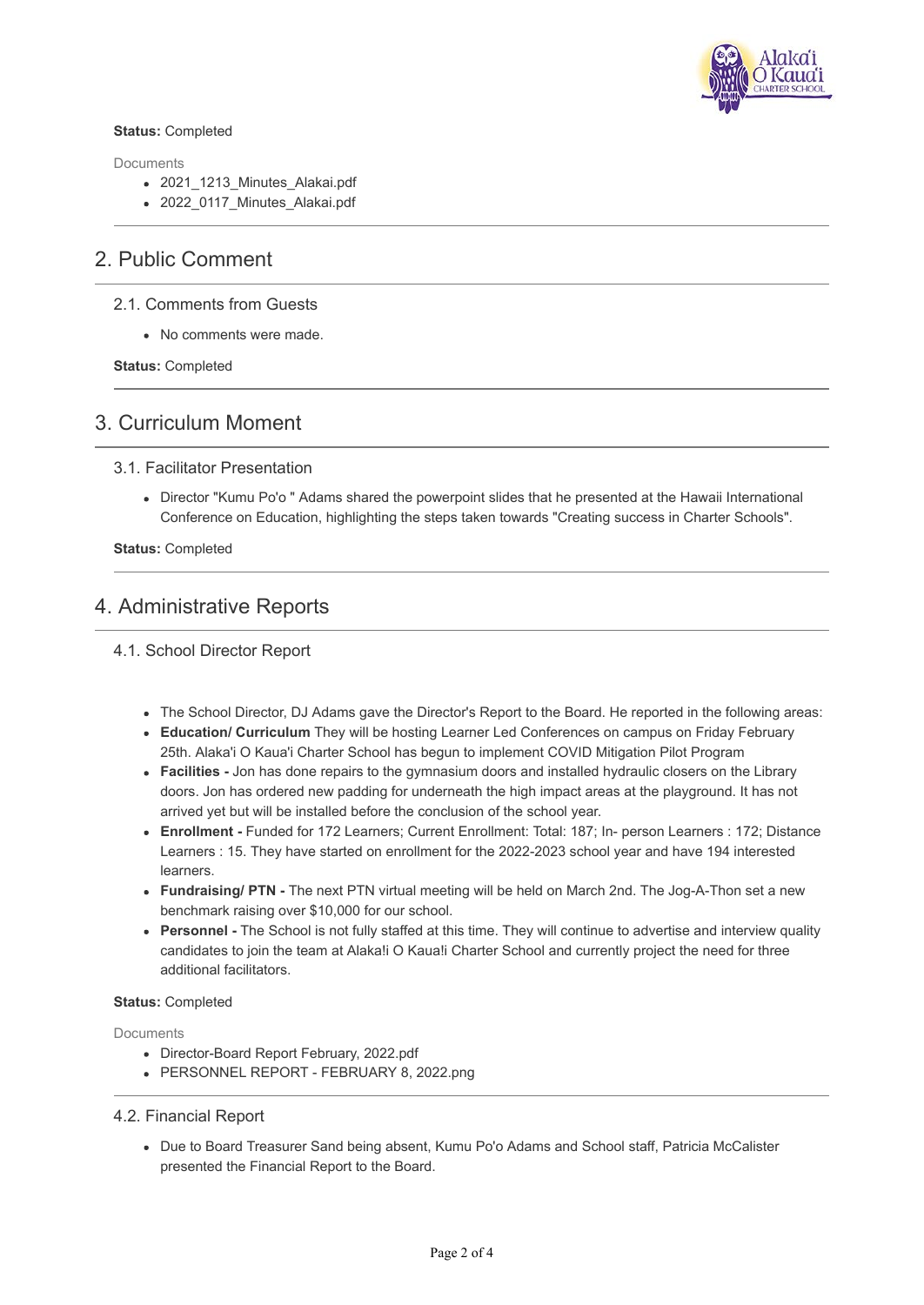**Status:** Completed

Documents

- 2021_1213_Minutes_Alakai.pdf
- 2022_0117_Minutes_Alakai.pdf

## 2. Public Comment

### 2.1. Comments from Guests

- No comments were made.

**Status:** Completed

## 3. Curriculum Moment

### 3.1. Facilitator Presentation

- Director "Kumu Po'o " Adams shared the powerpoint slides that he presented at the Hawaii International Conference on Education, highlighting the steps taken towards "Creating success in Charter Schools".

**Status:** Completed

## 4. Administrative Reports

### 4.1. School Director Report

- The School Director, DJ Adams gave the Director's Report to the Board. He reported in the following areas:
- **Education/ Curriculum** They will be hosting Learner Led Conferences on campus on Friday February 25th. Alaka'i O Kaua'i Charter School has begun to implement COVID Mitigation Pilot Program
- **Facilities -** Jon has done repairs to the gymnasium doors and installed hydraulic closers on the Library doors. Jon has ordered new padding for underneath the high impact areas at the playground. It has not arrived yet but will be installed before the conclusion of the school year.
- **Enrollment -** Funded for 172 Learners; Current Enrollment: Total: 187; In- person Learners : 172; Distance Learners : 15. They have started on enrollment for the 2022-2023 school year and have 194 interested learners.
- **Fundraising/ PTN -** The next PTN virtual meeting will be held on March 2nd. The Jog-A-Thon set a new benchmark raising over $10,000 for our school.
- **Personnel -** The School is not fully staffed at this time. They will continue to advertise and interview quality candidates to join the team at Alaka!i O Kaua!i Charter School and currently project the need for three additional facilitators.

**Status:** Completed

Documents

- Director-Board Report February, 2022.pdf
- PERSONNEL REPORT - FEBRUARY 8, 2022.png

### 4.2. Financial Report

- Due to Board Treasurer Sand being absent, Kumu Po'o Adams and School staff, Patricia McCalister presented the Financial Report to the Board.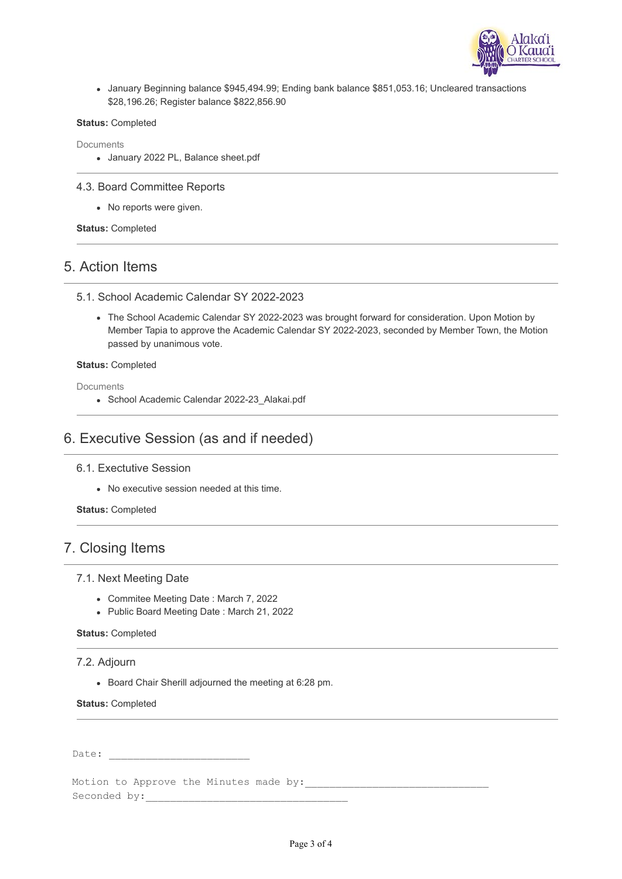- January Beginning balance $945,494.99; Ending bank balance $851,053.16; Uncleared transactions $28,196.26; Register balance $822,856.90

**Status:** Completed

Documents

- January 2022 PL, Balance sheet.pdf

### 4.3. Board Committee Reports

- No reports were given.

**Status:** Completed

## 5. Action Items

### 5.1. School Academic Calendar SY 2022-2023

- The School Academic Calendar SY 2022-2023 was brought forward for consideration. Upon Motion by Member Tapia to approve the Academic Calendar SY 2022-2023, seconded by Member Town, the Motion passed by unanimous vote.

**Status:** Completed

Documents

- School Academic Calendar 2022-23_Alakai.pdf

## 6. Executive Session (as and if needed)

### 6.1. Exectutive Session

- No executive session needed at this time.

**Status:** Completed

## 7. Closing Items

### 7.1. Next Meeting Date

- Commitee Meeting Date : March 7, 2022
- Public Board Meeting Date : March 21, 2022

**Status:** Completed

### 7.2. Adjourn

- Board Chair Sherill adjourned the meeting at 6:28 pm.

**Status:** Completed

Date: ________________________

Motion to Approve the Minutes made by:_______________________________

Seconded by:__________________________________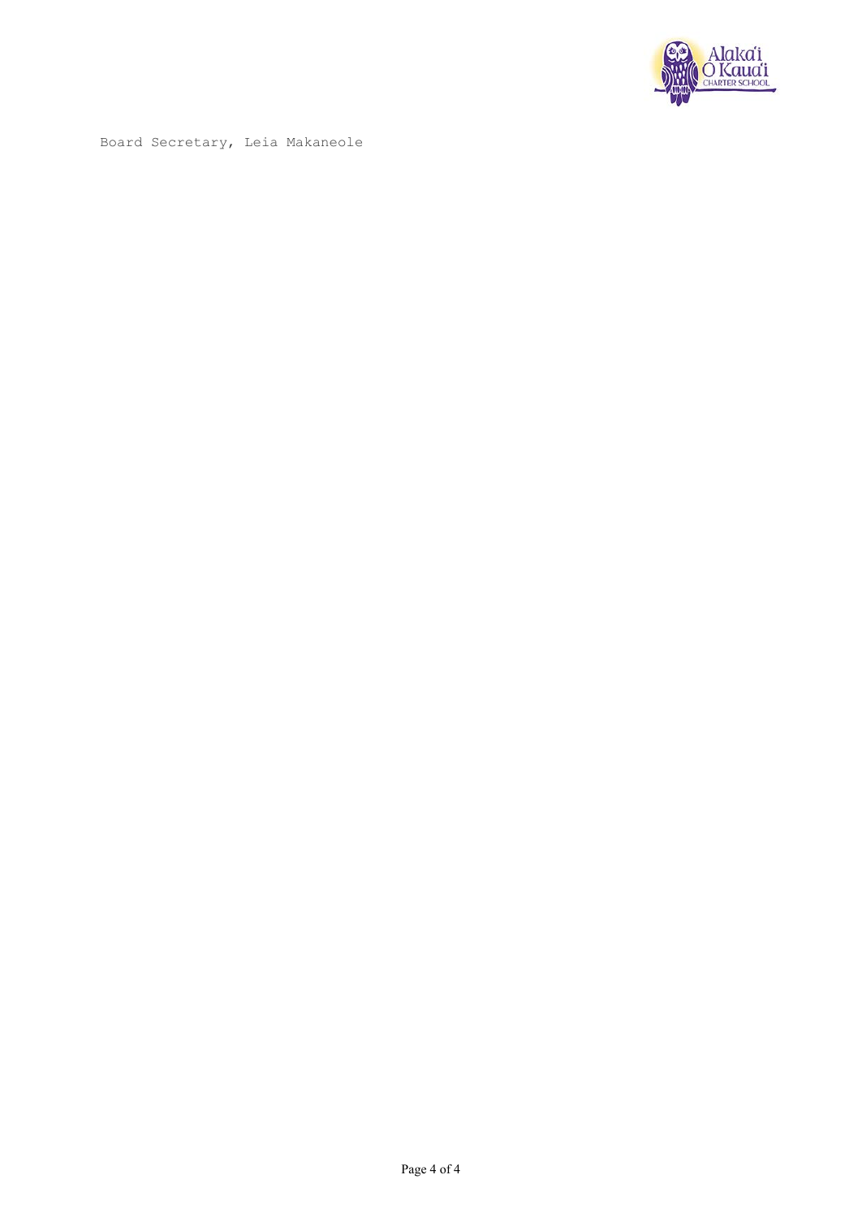Board Secretary, Leia Makaneole